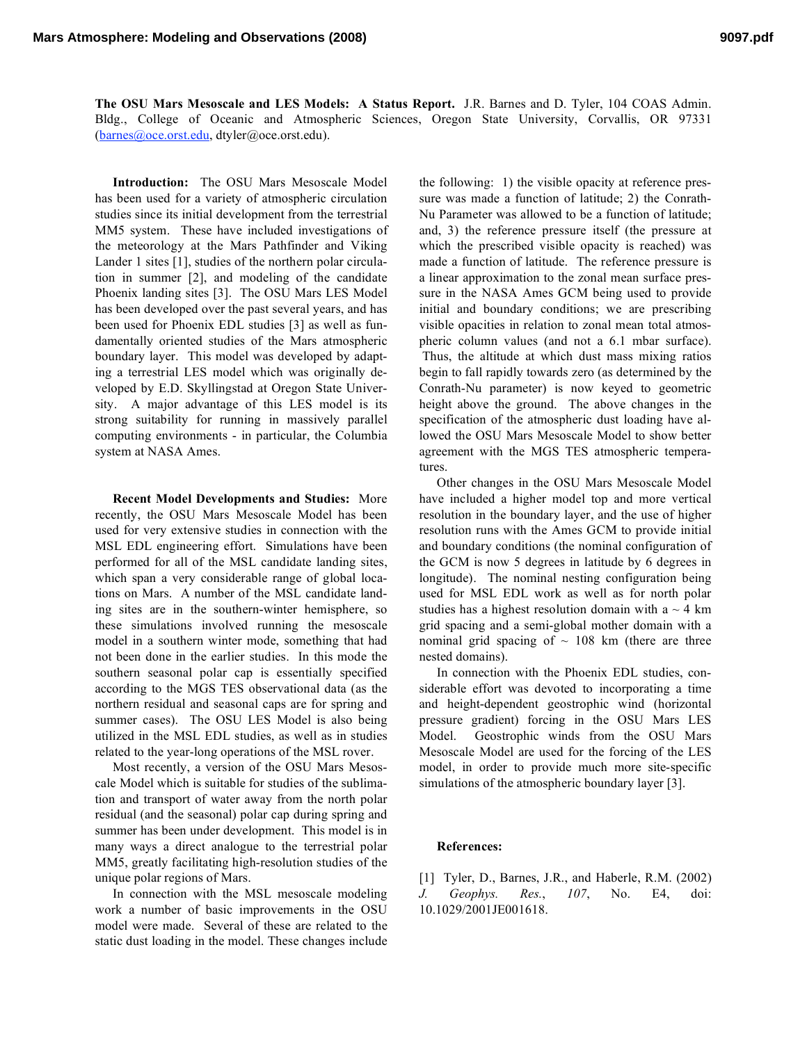**The OSU Mars Mesoscale and LES Models: A Status Report.** J.R. Barnes and D. Tyler, 104 COAS Admin. Bldg., College of Oceanic and Atmospheric Sciences, Oregon State University, Corvallis, OR 97331 (barnes@oce.orst.edu, dtyler@oce.orst.edu).

**Introduction:** The OSU Mars Mesoscale Model has been used for a variety of atmospheric circulation studies since its initial development from the terrestrial MM5 system. These have included investigations of the meteorology at the Mars Pathfinder and Viking Lander 1 sites [1], studies of the northern polar circulation in summer [2], and modeling of the candidate Phoenix landing sites [3]. The OSU Mars LES Model has been developed over the past several years, and has been used for Phoenix EDL studies [3] as well as fundamentally oriented studies of the Mars atmospheric boundary layer. This model was developed by adapting a terrestrial LES model which was originally developed by E.D. Skyllingstad at Oregon State University. A major advantage of this LES model is its strong suitability for running in massively parallel computing environments - in particular, the Columbia system at NASA Ames.

**Recent Model Developments and Studies:** More recently, the OSU Mars Mesoscale Model has been used for very extensive studies in connection with the MSL EDL engineering effort. Simulations have been performed for all of the MSL candidate landing sites, which span a very considerable range of global locations on Mars. A number of the MSL candidate landing sites are in the southern-winter hemisphere, so these simulations involved running the mesoscale model in a southern winter mode, something that had not been done in the earlier studies. In this mode the southern seasonal polar cap is essentially specified according to the MGS TES observational data (as the northern residual and seasonal caps are for spring and summer cases). The OSU LES Model is also being utilized in the MSL EDL studies, as well as in studies related to the year-long operations of the MSL rover.

Most recently, a version of the OSU Mars Mesoscale Model which is suitable for studies of the sublimation and transport of water away from the north polar residual (and the seasonal) polar cap during spring and summer has been under development. This model is in many ways a direct analogue to the terrestrial polar MM5, greatly facilitating high-resolution studies of the unique polar regions of Mars.

In connection with the MSL mesoscale modeling work a number of basic improvements in the OSU model were made. Several of these are related to the static dust loading in the model. These changes include the following: 1) the visible opacity at reference pressure was made a function of latitude; 2) the Conrath-Nu Parameter was allowed to be a function of latitude; and, 3) the reference pressure itself (the pressure at which the prescribed visible opacity is reached) was made a function of latitude. The reference pressure is a linear approximation to the zonal mean surface pressure in the NASA Ames GCM being used to provide initial and boundary conditions; we are prescribing visible opacities in relation to zonal mean total atmospheric column values (and not a 6.1 mbar surface). Thus, the altitude at which dust mass mixing ratios begin to fall rapidly towards zero (as determined by the Conrath-Nu parameter) is now keyed to geometric height above the ground. The above changes in the specification of the atmospheric dust loading have allowed the OSU Mars Mesoscale Model to show better agreement with the MGS TES atmospheric temperatures.

Other changes in the OSU Mars Mesoscale Model have included a higher model top and more vertical resolution in the boundary layer, and the use of higher resolution runs with the Ames GCM to provide initial and boundary conditions (the nominal configuration of the GCM is now 5 degrees in latitude by 6 degrees in longitude). The nominal nesting configuration being used for MSL EDL work as well as for north polar studies has a highest resolution domain with a ~ 4 km grid spacing and a semi-global mother domain with a nominal grid spacing of ~ 108 km (there are three nested domains).

In connection with the Phoenix EDL studies, considerable effort was devoted to incorporating a time and height-dependent geostrophic wind (horizontal pressure gradient) forcing in the OSU Mars LES Model. Geostrophic winds from the OSU Mars Mesoscale Model are used for the forcing of the LES model, in order to provide much more site-specific simulations of the atmospheric boundary layer [3].

**References:**

[1] Tyler, D., Barnes, J.R., and Haberle, R.M. (2002) *J. Geophys. Res.*, *107*, No. E4, doi: 10.1029/2001JE001618.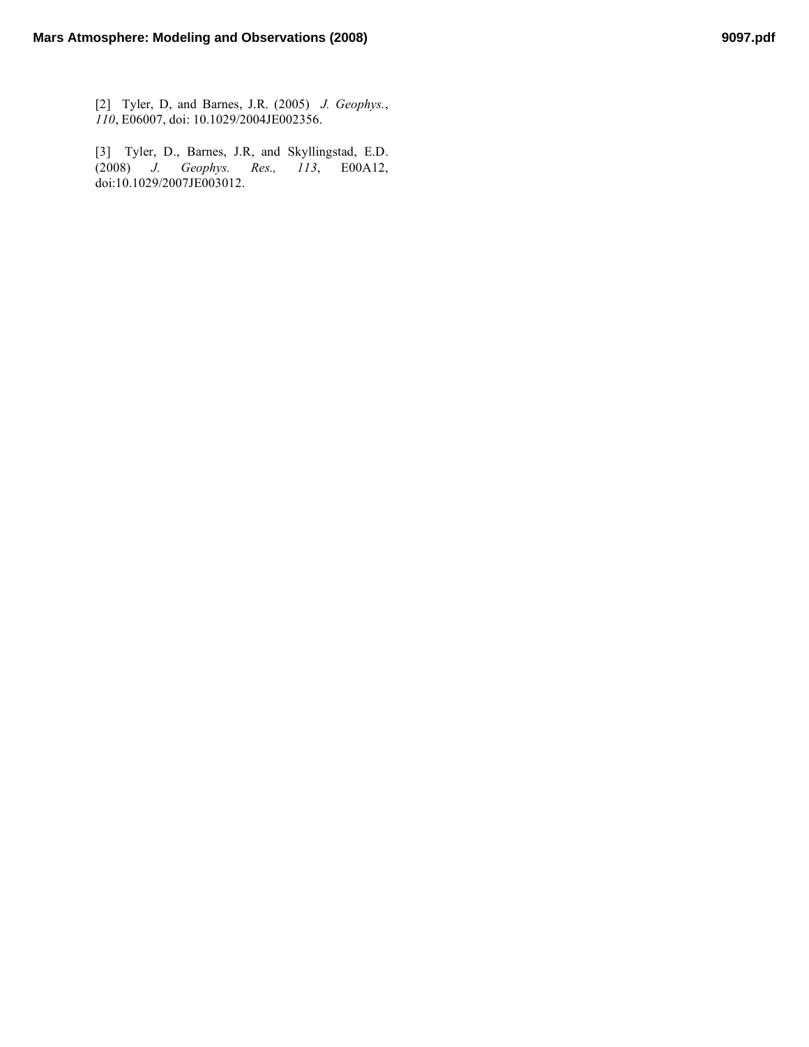[2] Tyler, D, and Barnes, J.R. (2005) *J. Geophys.*, *110*, E06007, doi: 10.1029/2004JE002356.

[3] Tyler, D., Barnes, J.R, and Skyllingstad, E.D. (2008) *J. Geophys. Res., 113*, E00A12, doi:10.1029/2007JE003012.